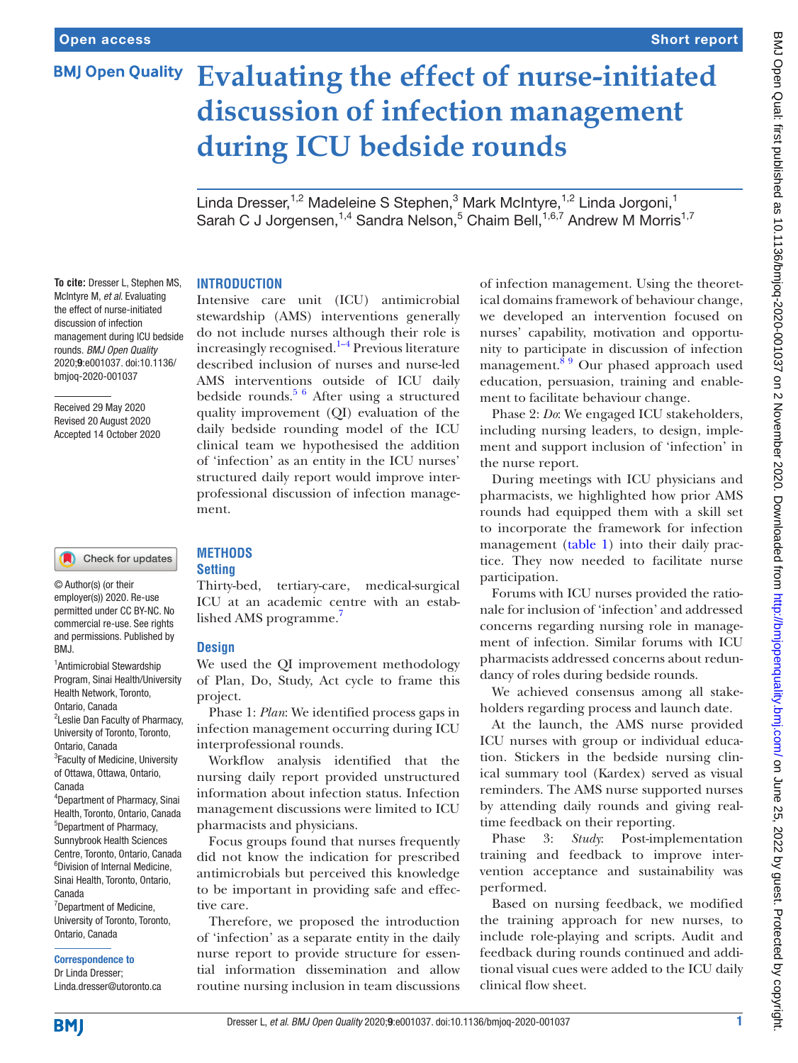# Evaluating the effect of nurse-initiated discussion of infection management during ICU bedside rounds

Linda Dresser,[1,2] Madeleine S Stephen,[3] Mark McIntyre,[1,2] Linda Jorgoni,[1] Sarah C J Jorgensen,[1,4] Sandra Nelson,[5] Chaim Bell,[1,6,7] Andrew M Morris[1,7]

**To cite:** Dresser L, Stephen MS, McIntyre M, *et al*. Evaluating the effect of nurse-initiated discussion of infection management during ICU bedside rounds. *BMJ Open Quality* 2020;**9**:e001037. doi:10.1136/bmjoq-2020-001037

Received 29 May 2020
Revised 20 August 2020
Accepted 14 October 2020

© Author(s) (or their employer(s)) 2020. Re-use permitted under CC BY-NC. No commercial re-use. See rights and permissions. Published by BMJ.

[1]Antimicrobial Stewardship Program, Sinai Health/University Health Network, Toronto, Ontario, Canada
[2]Leslie Dan Faculty of Pharmacy, University of Toronto, Toronto, Ontario, Canada
[3]Faculty of Medicine, University of Ottawa, Ottawa, Ontario, Canada
[4]Department of Pharmacy, Sinai Health, Toronto, Ontario, Canada
[5]Department of Pharmacy, Sunnybrook Health Sciences Centre, Toronto, Ontario, Canada
[6]Division of Internal Medicine, Sinai Health, Toronto, Ontario, Canada
[7]Department of Medicine, University of Toronto, Toronto, Ontario, Canada

**Correspondence to**
Dr Linda Dresser;
Linda.dresser@utoronto.ca

## INTRODUCTION

Intensive care unit (ICU) antimicrobial stewardship (AMS) interventions generally do not include nurses although their role is increasingly recognised.[1-4] Previous literature described inclusion of nurses and nurse-led AMS interventions outside of ICU daily bedside rounds.[5 6] After using a structured quality improvement (QI) evaluation of the daily bedside rounding model of the ICU clinical team we hypothesised the addition of 'infection' as an entity in the ICU nurses' structured daily report would improve interprofessional discussion of infection management.

## METHODS

### Setting

Thirty-bed, tertiary-care, medical-surgical ICU at an academic centre with an established AMS programme.[7]

### Design

We used the QI improvement methodology of Plan, Do, Study, Act cycle to frame this project.

Phase 1: *Plan*: We identified process gaps in infection management occurring during ICU interprofessional rounds.

Workflow analysis identified that the nursing daily report provided unstructured information about infection status. Infection management discussions were limited to ICU pharmacists and physicians.

Focus groups found that nurses frequently did not know the indication for prescribed antimicrobials but perceived this knowledge to be important in providing safe and effective care.

Therefore, we proposed the introduction of 'infection' as a separate entity in the daily nurse report to provide structure for essential information dissemination and allow routine nursing inclusion in team discussions of infection management. Using the theoretical domains framework of behaviour change, we developed an intervention focused on nurses' capability, motivation and opportunity to participate in discussion of infection management.[8 9] Our phased approach used education, persuasion, training and enablement to facilitate behaviour change.

Phase 2: *Do*: We engaged ICU stakeholders, including nursing leaders, to design, implement and support inclusion of 'infection' in the nurse report.

During meetings with ICU physicians and pharmacists, we highlighted how prior AMS rounds had equipped them with a skill set to incorporate the framework for infection management (table 1) into their daily practice. They now needed to facilitate nurse participation.

Forums with ICU nurses provided the rationale for inclusion of 'infection' and addressed concerns regarding nursing role in management of infection. Similar forums with ICU pharmacists addressed concerns about redundancy of roles during bedside rounds.

We achieved consensus among all stakeholders regarding process and launch date.

At the launch, the AMS nurse provided ICU nurses with group or individual education. Stickers in the bedside nursing clinical summary tool (Kardex) served as visual reminders. The AMS nurse supported nurses by attending daily rounds and giving real-time feedback on their reporting.

Phase 3: *Study*: Post-implementation training and feedback to improve intervention acceptance and sustainability was performed.

Based on nursing feedback, we modified the training approach for new nurses, to include role-playing and scripts. Audit and feedback during rounds continued and additional visual cues were added to the ICU daily clinical flow sheet.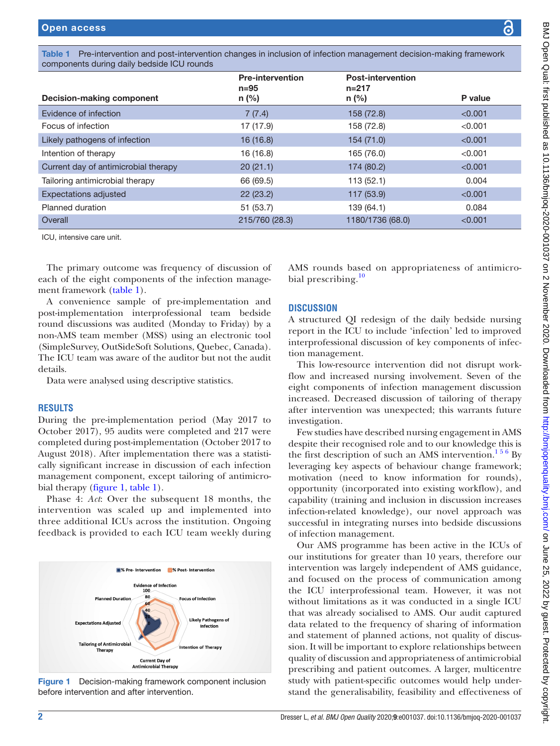**Table 1** Pre-intervention and post-intervention changes in inclusion of infection management decision-making framework components during daily bedside ICU rounds

| Decision-making component | Pre-intervention n=95 n (%) | Post-intervention n=217 n (%) | P value |
|---|---|---|---|
| Evidence of infection | 7 (7.4) | 158 (72.8) | <0.001 |
| Focus of infection | 17 (17.9) | 158 (72.8) | <0.001 |
| Likely pathogens of infection | 16 (16.8) | 154 (71.0) | <0.001 |
| Intention of therapy | 16 (16.8) | 165 (76.0) | <0.001 |
| Current day of antimicrobial therapy | 20 (21.1) | 174 (80.2) | <0.001 |
| Tailoring antimicrobial therapy | 66 (69.5) | 113 (52.1) | 0.004 |
| Expectations adjusted | 22 (23.2) | 117 (53.9) | <0.001 |
| Planned duration | 51 (53.7) | 139 (64.1) | 0.084 |
| Overall | 215/760 (28.3) | 1180/1736 (68.0) | <0.001 |

ICU, intensive care unit.

The primary outcome was frequency of discussion of each of the eight components of the infection management framework (table 1).

A convenience sample of pre-implementation and post-implementation interprofessional team bedside round discussions was audited (Monday to Friday) by a non-AMS team member (MSS) using an electronic tool (SimpleSurvey, OutSideSoft Solutions, Quebec, Canada). The ICU team was aware of the auditor but not the audit details.

Data were analysed using descriptive statistics.

## RESULTS

During the pre-implementation period (May 2017 to October 2017), 95 audits were completed and 217 were completed during post-implementation (October 2017 to August 2018). After implementation there was a statistically significant increase in discussion of each infection management component, except tailoring of antimicrobial therapy (figure 1, table 1).

Phase 4: *Act*: Over the subsequent 18 months, the intervention was scaled up and implemented into three additional ICUs across the institution. Ongoing feedback is provided to each ICU team weekly during AMS rounds based on appropriateness of antimicrobial prescribing.[10]

% Pre- Intervention
% Post- Intervention
Evidence of Infection
100
80
60
40
20
0
Focus of Infection
Likely Pathogens of Infection
Intention of Therapy
Current Day of Antimicrobial Therapy
Tailoring of Antimicrobial Therapy
Expectations Adjusted
Planned Duration

**Figure 1** Decision-making framework component inclusion before intervention and after intervention.

## DISCUSSION

A structured QI redesign of the daily bedside nursing report in the ICU to include 'infection' led to improved interprofessional discussion of key components of infection management.

This low-resource intervention did not disrupt workflow and increased nursing involvement. Seven of the eight components of infection management discussion increased. Decreased discussion of tailoring of therapy after intervention was unexpected; this warrants future investigation.

Few studies have described nursing engagement in AMS despite their recognised role and to our knowledge this is the first description of such an AMS intervention.[1 5 6] By leveraging key aspects of behaviour change framework; motivation (need to know information for rounds), opportunity (incorporated into existing workflow), and capability (training and inclusion in discussion increases infection-related knowledge), our novel approach was successful in integrating nurses into bedside discussions of infection management.

Our AMS programme has been active in the ICUs of our institutions for greater than 10 years, therefore our intervention was largely independent of AMS guidance, and focused on the process of communication among the ICU interprofessional team. However, it was not without limitations as it was conducted in a single ICU that was already socialised to AMS. Our audit captured data related to the frequency of sharing of information and statement of planned actions, not quality of discussion. It will be important to explore relationships between quality of discussion and appropriateness of antimicrobial prescribing and patient outcomes. A larger, multicentre study with patient-specific outcomes would help understand the generalisability, feasibility and effectiveness of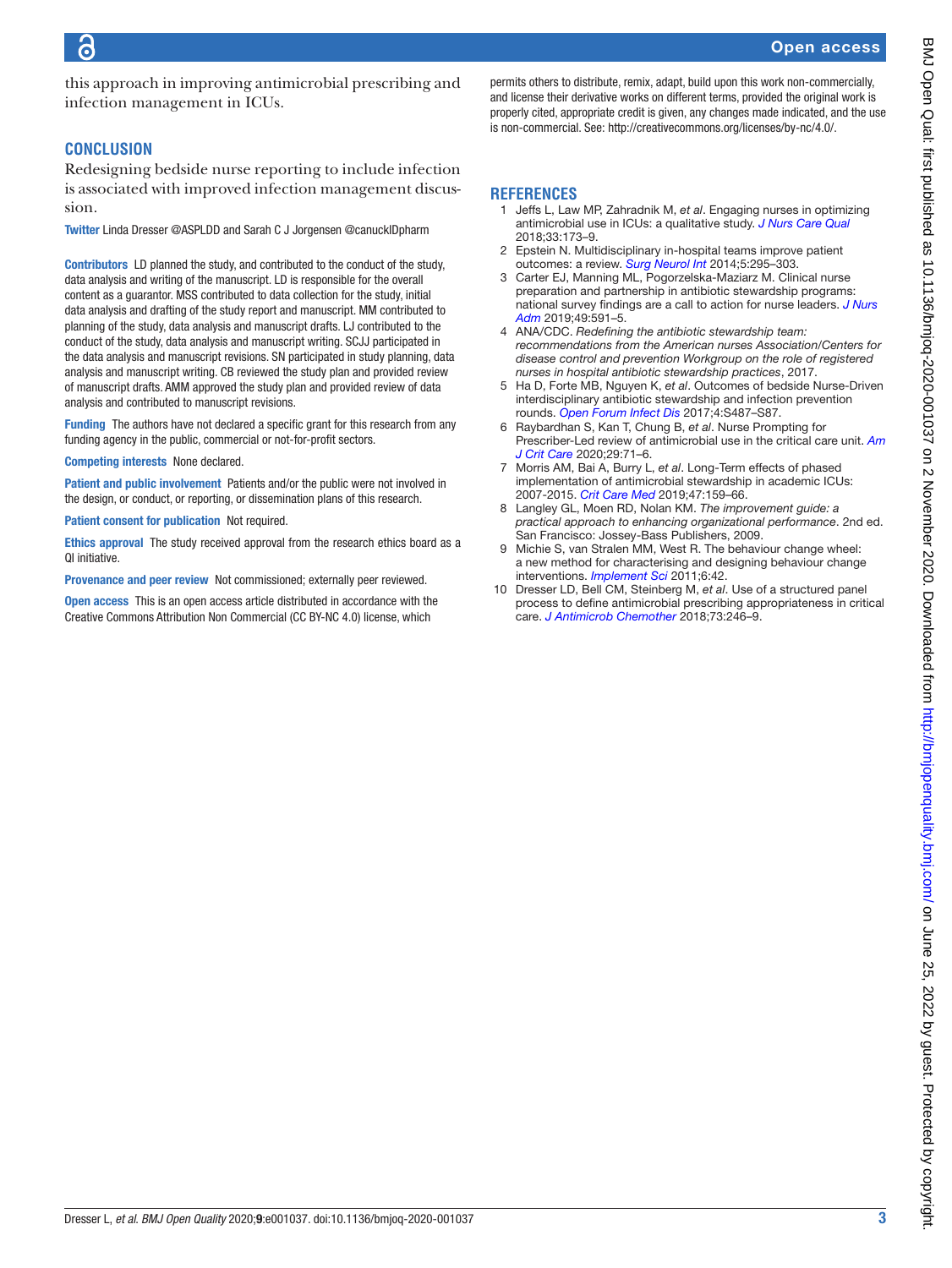this approach in improving antimicrobial prescribing and infection management in ICUs.

## CONCLUSION

Redesigning bedside nurse reporting to include infection is associated with improved infection management discussion.

**Twitter** Linda Dresser @ASPLDD and Sarah C J Jorgensen @canuckIDpharm

**Contributors** LD planned the study, and contributed to the conduct of the study, data analysis and writing of the manuscript. LD is responsible for the overall content as a guarantor. MSS contributed to data collection for the study, initial data analysis and drafting of the study report and manuscript. MM contributed to planning of the study, data analysis and manuscript drafts. LJ contributed to the conduct of the study, data analysis and manuscript writing. SCJJ participated in the data analysis and manuscript revisions. SN participated in study planning, data analysis and manuscript writing. CB reviewed the study plan and provided review of manuscript drafts. AMM approved the study plan and provided review of data analysis and contributed to manuscript revisions.

**Funding** The authors have not declared a specific grant for this research from any funding agency in the public, commercial or not-for-profit sectors.

**Competing interests** None declared.

**Patient and public involvement** Patients and/or the public were not involved in the design, or conduct, or reporting, or dissemination plans of this research.

**Patient consent for publication** Not required.

**Ethics approval** The study received approval from the research ethics board as a QI initiative.

**Provenance and peer review** Not commissioned; externally peer reviewed.

**Open access** This is an open access article distributed in accordance with the Creative Commons Attribution Non Commercial (CC BY-NC 4.0) license, which permits others to distribute, remix, adapt, build upon this work non-commercially, and license their derivative works on different terms, provided the original work is properly cited, appropriate credit is given, any changes made indicated, and the use is non-commercial. See: http://creativecommons.org/licenses/by-nc/4.0/.

## REFERENCES

1. Jeffs L, Law MP, Zahradnik M, *et al*. Engaging nurses in optimizing antimicrobial use in ICUs: a qualitative study. *J Nurs Care Qual* 2018;33:173–9.
2. Epstein N. Multidisciplinary in-hospital teams improve patient outcomes: a review. *Surg Neurol Int* 2014;5:295–303.
3. Carter EJ, Manning ML, Pogorzelska-Maziarz M. Clinical nurse preparation and partnership in antibiotic stewardship programs: national survey findings are a call to action for nurse leaders. *J Nurs Adm* 2019;49:591–5.
4. ANA/CDC. *Redefining the antibiotic stewardship team: recommendations from the American nurses Association/Centers for disease control and prevention Workgroup on the role of registered nurses in hospital antibiotic stewardship practices*, 2017.
5. Ha D, Forte MB, Nguyen K, *et al*. Outcomes of bedside Nurse-Driven interdisciplinary antibiotic stewardship and infection prevention rounds. *Open Forum Infect Dis* 2017;4:S487–S87.
6. Raybardhan S, Kan T, Chung B, *et al*. Nurse Prompting for Prescriber-Led review of antimicrobial use in the critical care unit. *Am J Crit Care* 2020;29:71–6.
7. Morris AM, Bai A, Burry L, *et al*. Long-Term effects of phased implementation of antimicrobial stewardship in academic ICUs: 2007-2015. *Crit Care Med* 2019;47:159–66.
8. Langley GL, Moen RD, Nolan KM. *The improvement guide: a practical approach to enhancing organizational performance*. 2nd ed. San Francisco: Jossey-Bass Publishers, 2009.
9. Michie S, van Stralen MM, West R. The behaviour change wheel: a new method for characterising and designing behaviour change interventions. *Implement Sci* 2011;6:42.
10. Dresser LD, Bell CM, Steinberg M, *et al*. Use of a structured panel process to define antimicrobial prescribing appropriateness in critical care. *J Antimicrob Chemother* 2018;73:246–9.